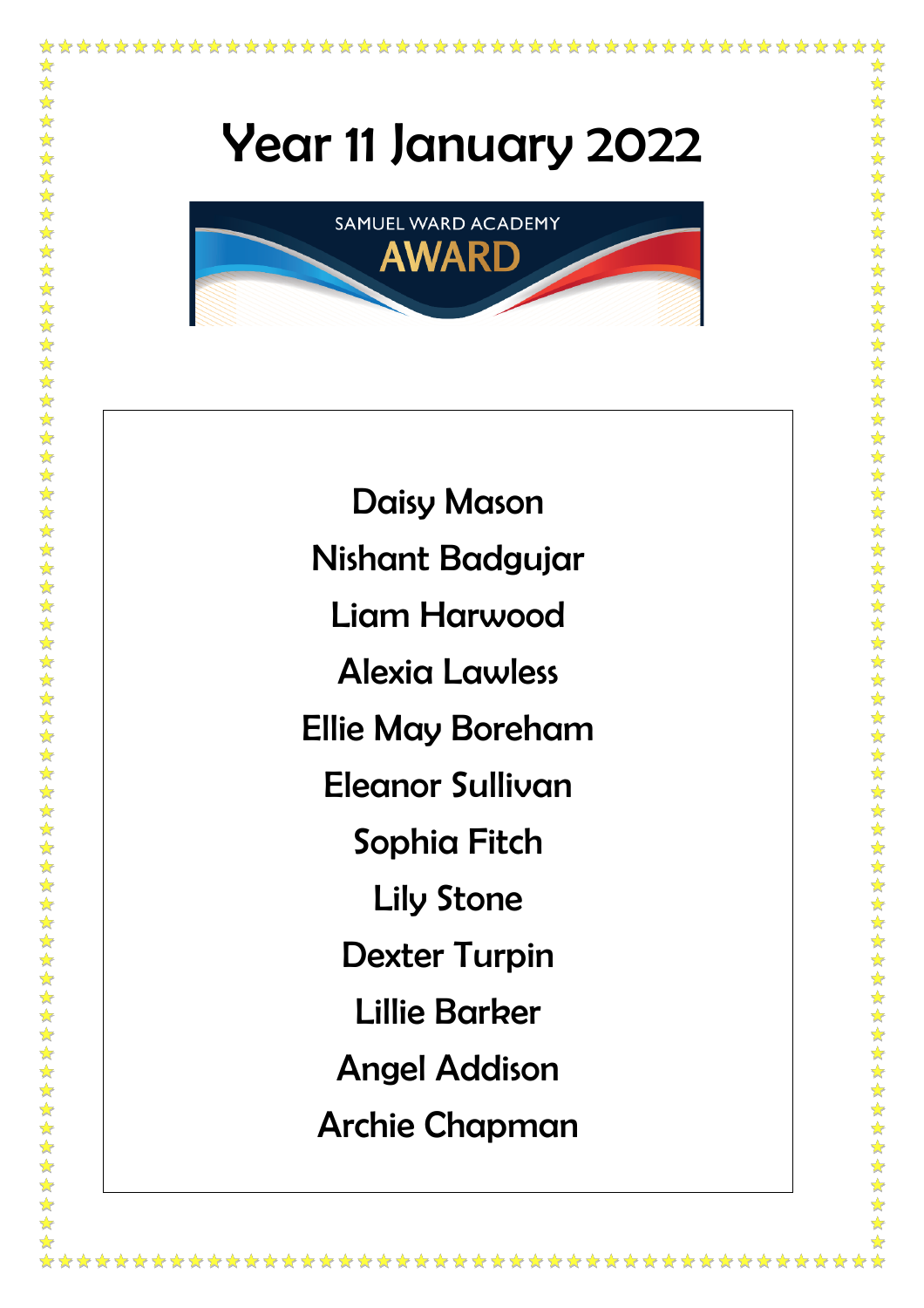# Year 11 January 2022

SAMUEL WARD ACADEMY

AWARD

Daisy Mason

Nishant Badgujar

Liam Harwood

Alexia Lawless

Ellie May Boreham

Eleanor Sullivan

Sophia Fitch

Lily Stone

Dexter Turpin

Lillie Barker

Angel Addison

Archie Chapman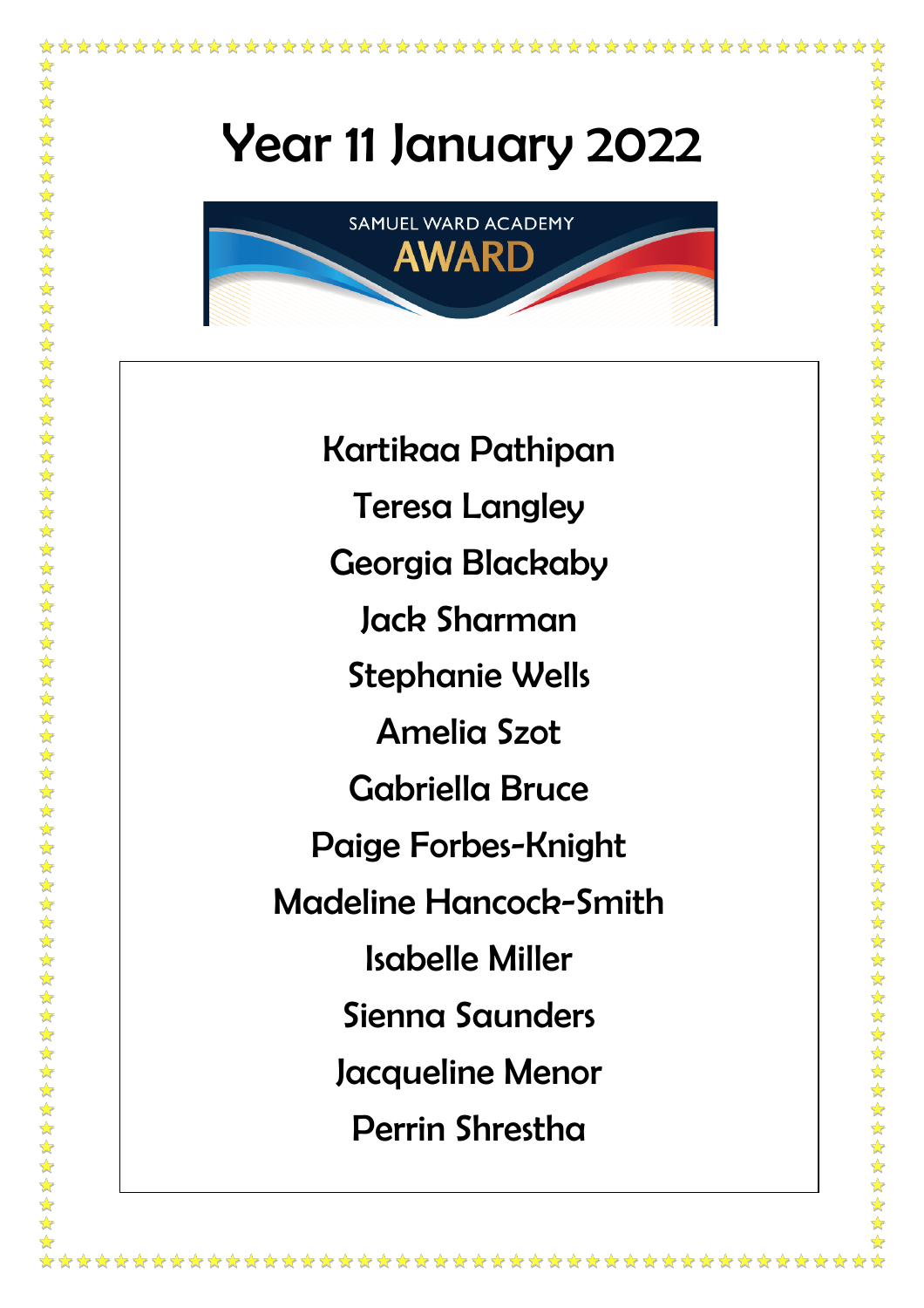# Year 11 January 2022

SAMUEL WARD ACADEMY

AWARD

Kartikaa Pathipan

Teresa Langley

Georgia Blackaby

Jack Sharman

Stephanie Wells

Amelia Szot

Gabriella Bruce

Paige Forbes-Knight

Madeline Hancock-Smith

Isabelle Miller

Sienna Saunders

Jacqueline Menor

Perrin Shrestha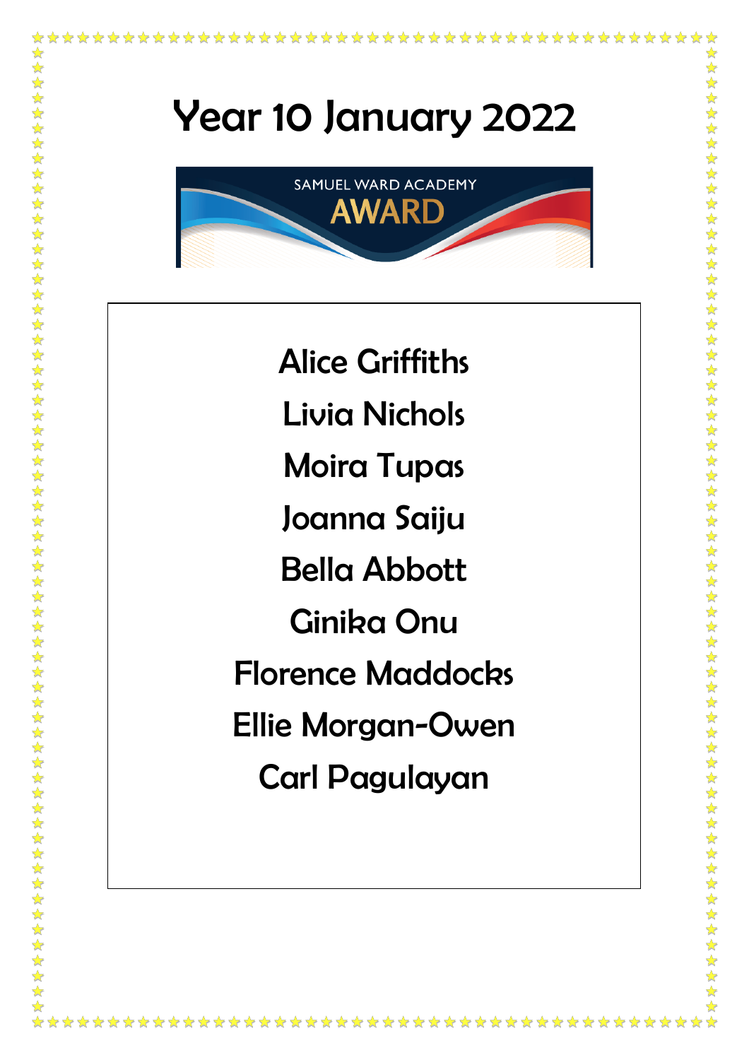# Year 10 January 2022

SAMUEL WARD ACADEMY

AWARD

Alice Griffiths

Livia Nichols

Moira Tupas

Joanna Saiju

Bella Abbott

Ginika Onu

Florence Maddocks

Ellie Morgan-Owen

Carl Pagulayan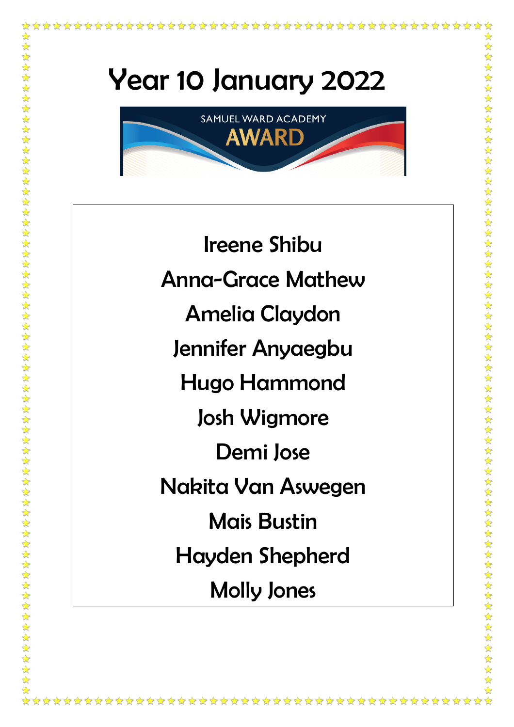# Year 10 January 2022

SAMUEL WARD ACADEMY
AWARD

Ireene Shibu

Anna-Grace Mathew

Amelia Claydon

Jennifer Anyaegbu

Hugo Hammond

Josh Wigmore

Demi Jose

Nakita Van Aswegen

Mais Bustin

Hayden Shepherd

Molly Jones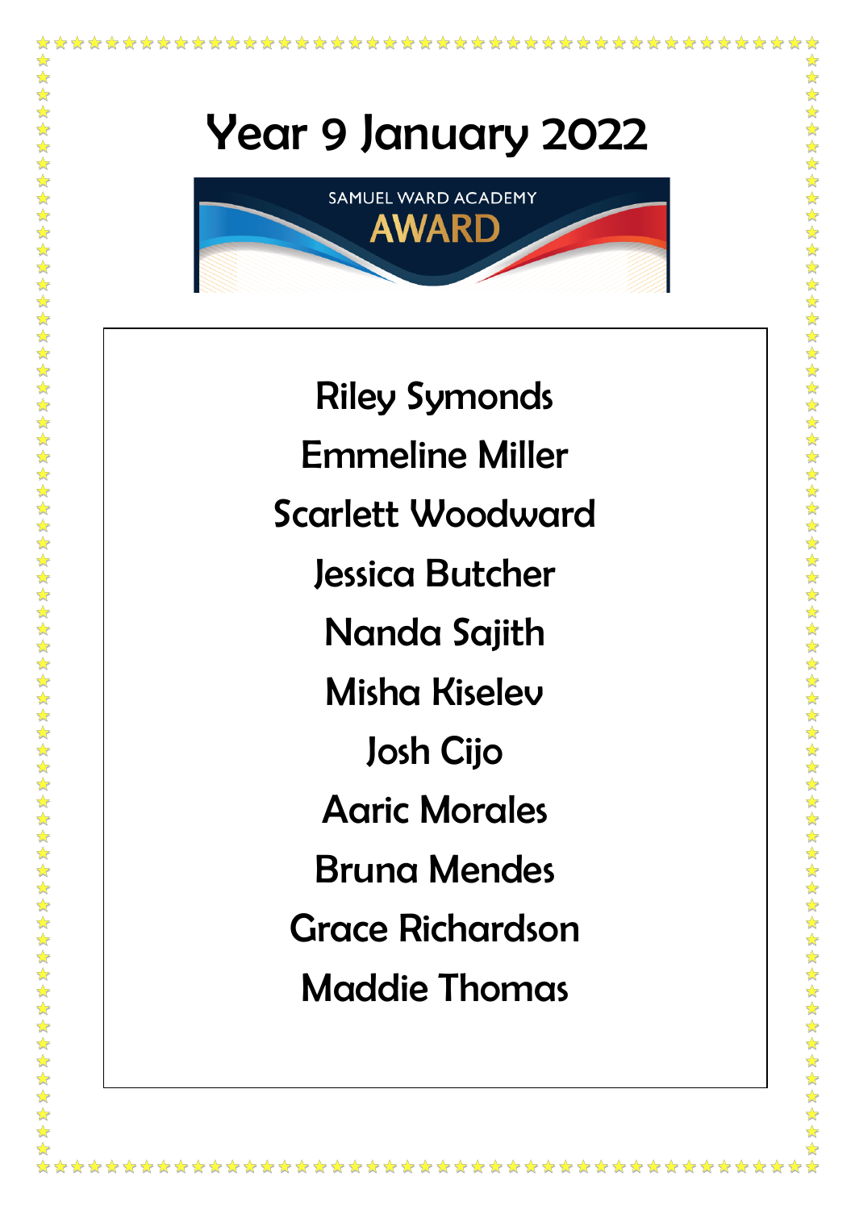# Year 9 January 2022

SAMUEL WARD ACADEMY
AWARD

Riley Symonds

Emmeline Miller

Scarlett Woodward

Jessica Butcher

Nanda Sajith

Misha Kiselev

Josh Cijo

Aaric Morales

Bruna Mendes

Grace Richardson

Maddie Thomas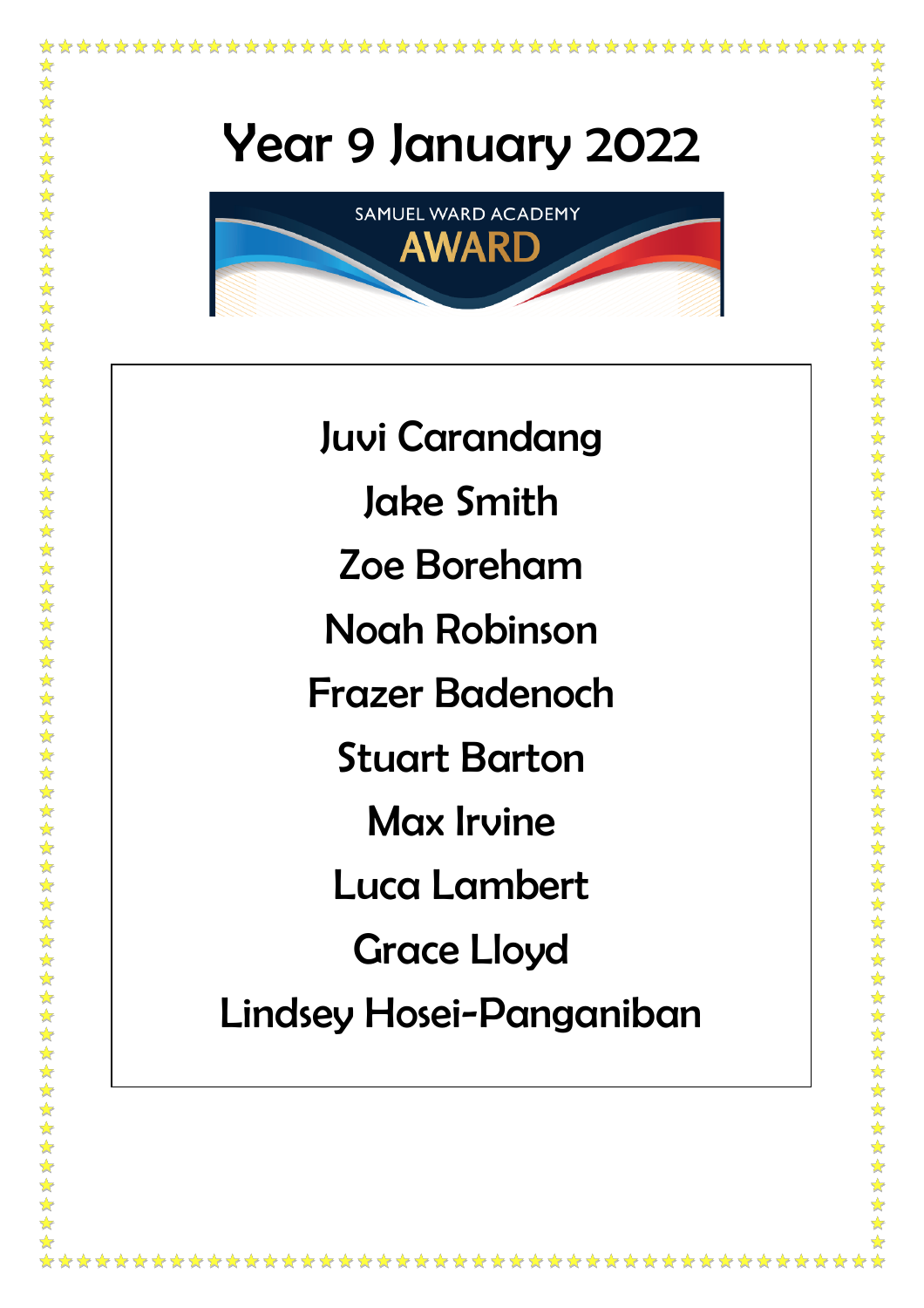# Year 9 January 2022

SAMUEL WARD ACADEMY

AWARD

Juvi Carandang

Jake Smith

Zoe Boreham

Noah Robinson

Frazer Badenoch

Stuart Barton

Max Irvine

Luca Lambert

Grace Lloyd

Lindsey Hosei-Panganiban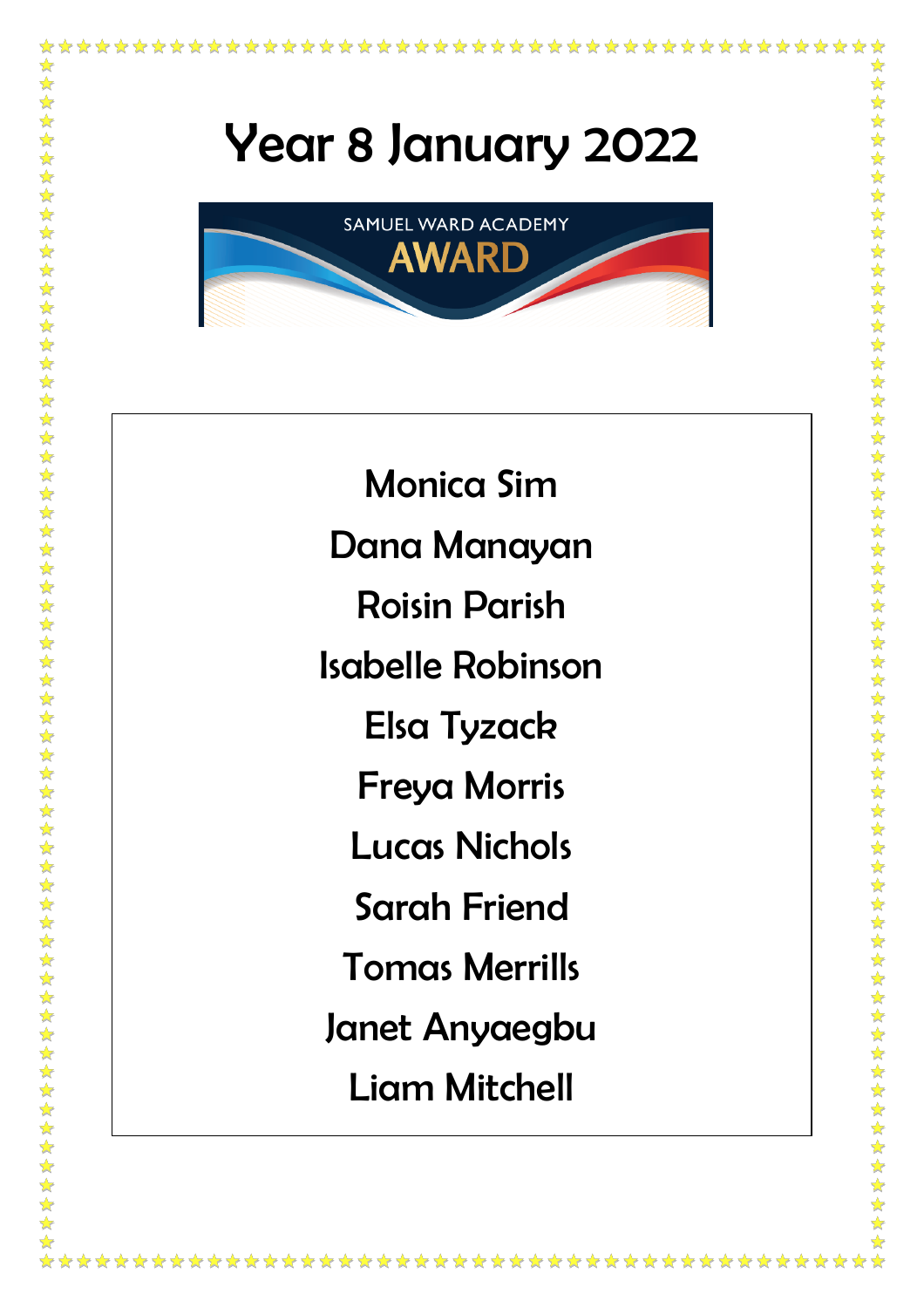# Year 8 January 2022

SAMUEL WARD ACADEMY

AWARD

Monica Sim

Dana Manayan

Roisin Parish

Isabelle Robinson

Elsa Tyzack

Freya Morris

Lucas Nichols

Sarah Friend

Tomas Merrills

Janet Anyaegbu

Liam Mitchell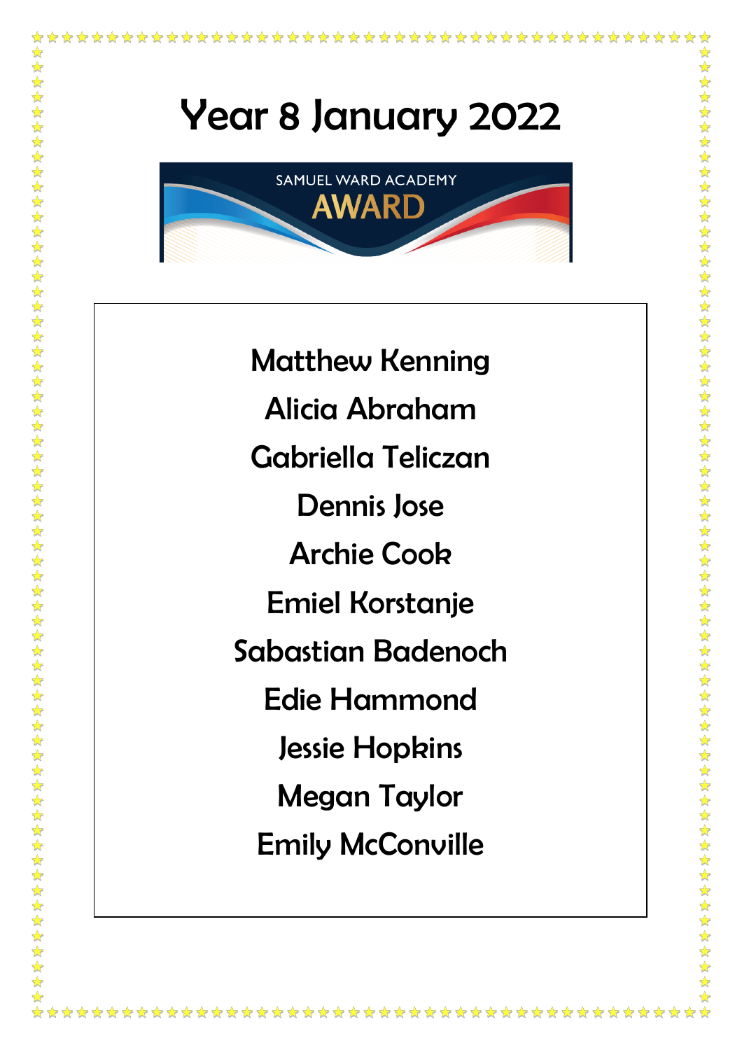# Year 8 January 2022

SAMUEL WARD ACADEMY

AWARD

Matthew Kenning

Alicia Abraham

Gabriella Teliczan

Dennis Jose

Archie Cook

Emiel Korstanje

Sabastian Badenoch

Edie Hammond

Jessie Hopkins

Megan Taylor

Emily McConville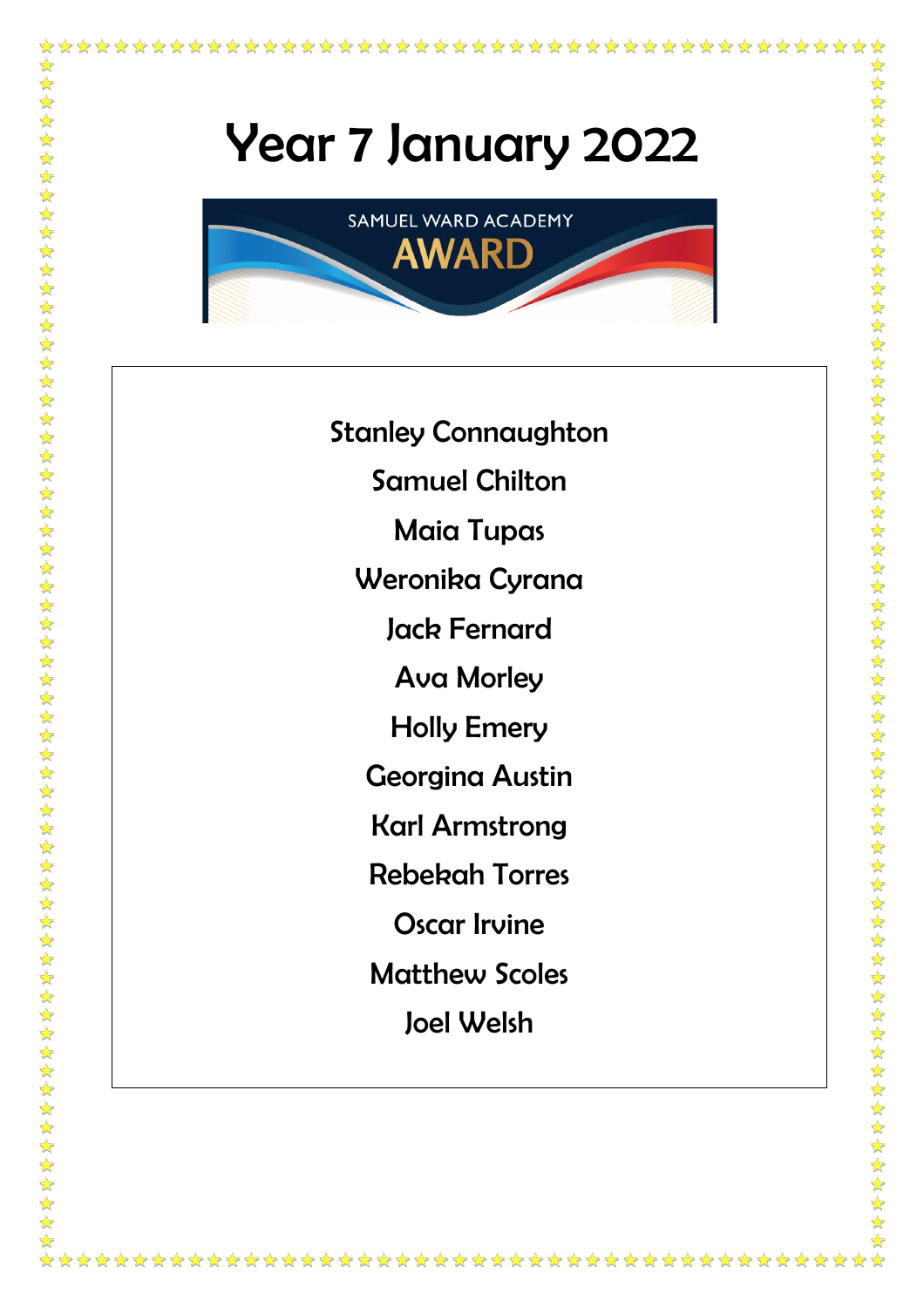# Year 7 January 2022

SAMUEL WARD ACADEMY

AWARD

Stanley Connaughton

Samuel Chilton

Maia Tupas

Weronika Cyrana

Jack Fernard

Ava Morley

Holly Emery

Georgina Austin

Karl Armstrong

Rebekah Torres

Oscar Irvine

Matthew Scoles

Joel Welsh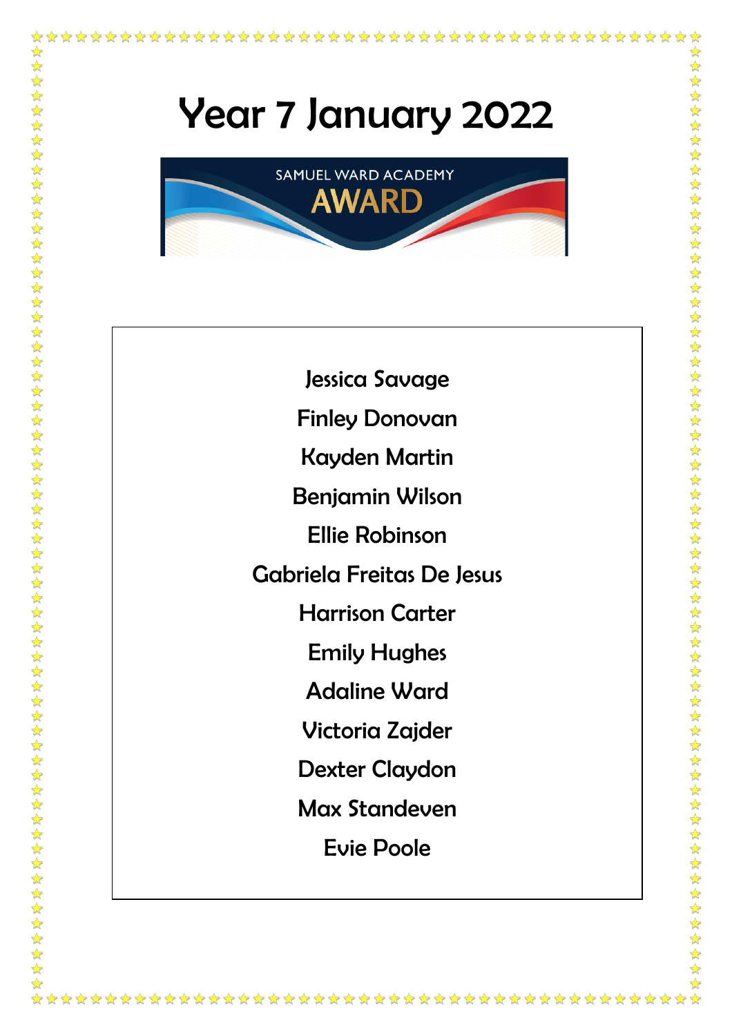# Year 7 January 2022

SAMUEL WARD ACADEMY

AWARD

Jessica Savage

Finley Donovan

Kayden Martin

Benjamin Wilson

Ellie Robinson

Gabriela Freitas De Jesus

Harrison Carter

Emily Hughes

Adaline Ward

Victoria Zajder

Dexter Claydon

Max Standeven

Evie Poole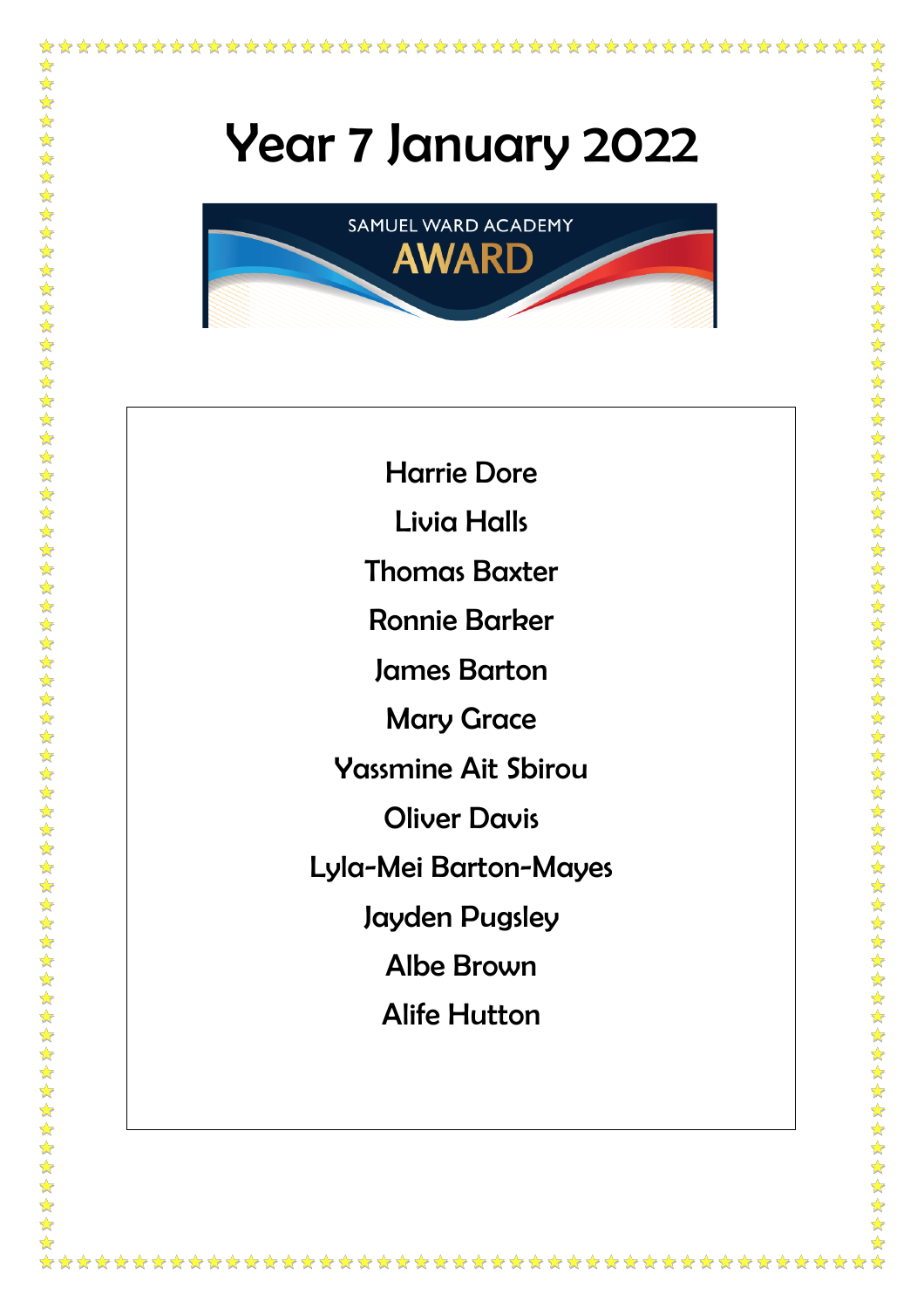# Year 7 January 2022

SAMUEL WARD ACADEMY

AWARD

Harrie Dore

Livia Halls

Thomas Baxter

Ronnie Barker

James Barton

Mary Grace

Yassmine Ait Sbirou

Oliver Davis

Lyla-Mei Barton-Mayes

Jayden Pugsley

Albe Brown

Alife Hutton